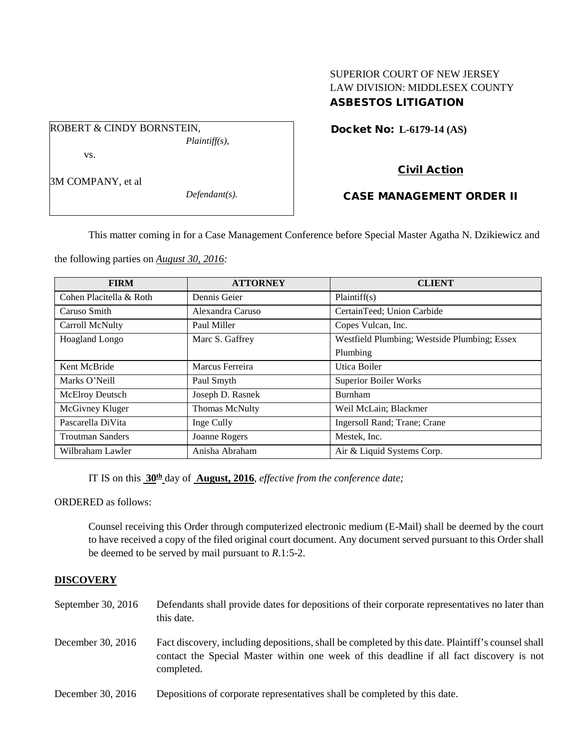SUPERIOR COURT OF NEW JERSEY
LAW DIVISION: MIDDLESEX COUNTY
**ASBESTOS LITIGATION**

ROBERT & CINDY BORNSTEIN,
*Plaintiff(s),*

vs.

3M COMPANY, et al
*Defendant(s).*

**Docket No: L-6179-14 (AS)**

**Civil Action**

**CASE MANAGEMENT ORDER II**

This matter coming in for a Case Management Conference before Special Master Agatha N. Dzikiewicz and the following parties on *August 30, 2016:*

| FIRM | ATTORNEY | CLIENT |
|---|---|---|
| Cohen Placitella & Roth | Dennis Geier | Plaintiff(s) |
| Caruso Smith | Alexandra Caruso | CertainTeed; Union Carbide |
| Carroll McNulty | Paul Miller | Copes Vulcan, Inc. |
| Hoagland Longo | Marc S. Gaffrey | Westfield Plumbing; Westside Plumbing; Essex Plumbing |
| Kent McBride | Marcus Ferreira | Utica Boiler |
| Marks O'Neill | Paul Smyth | Superior Boiler Works |
| McElroy Deutsch | Joseph D. Rasnek | Burnham |
| McGivney Kluger | Thomas McNulty | Weil McLain; Blackmer |
| Pascarella DiVita | Inge Cully | Ingersoll Rand; Trane; Crane |
| Troutman Sanders | Joanne Rogers | Mestek, Inc. |
| Wilbraham Lawler | Anisha Abraham | Air & Liquid Systems Corp. |

IT IS on this **30th** day of **August, 2016**, *effective from the conference date;*

ORDERED as follows:

Counsel receiving this Order through computerized electronic medium (E-Mail) shall be deemed by the court to have received a copy of the filed original court document. Any document served pursuant to this Order shall be deemed to be served by mail pursuant to *R*.1:5-2.

**DISCOVERY**

September 30, 2016 Defendants shall provide dates for depositions of their corporate representatives no later than this date.

December 30, 2016 Fact discovery, including depositions, shall be completed by this date. Plaintiff's counsel shall contact the Special Master within one week of this deadline if all fact discovery is not completed.

December 30, 2016 Depositions of corporate representatives shall be completed by this date.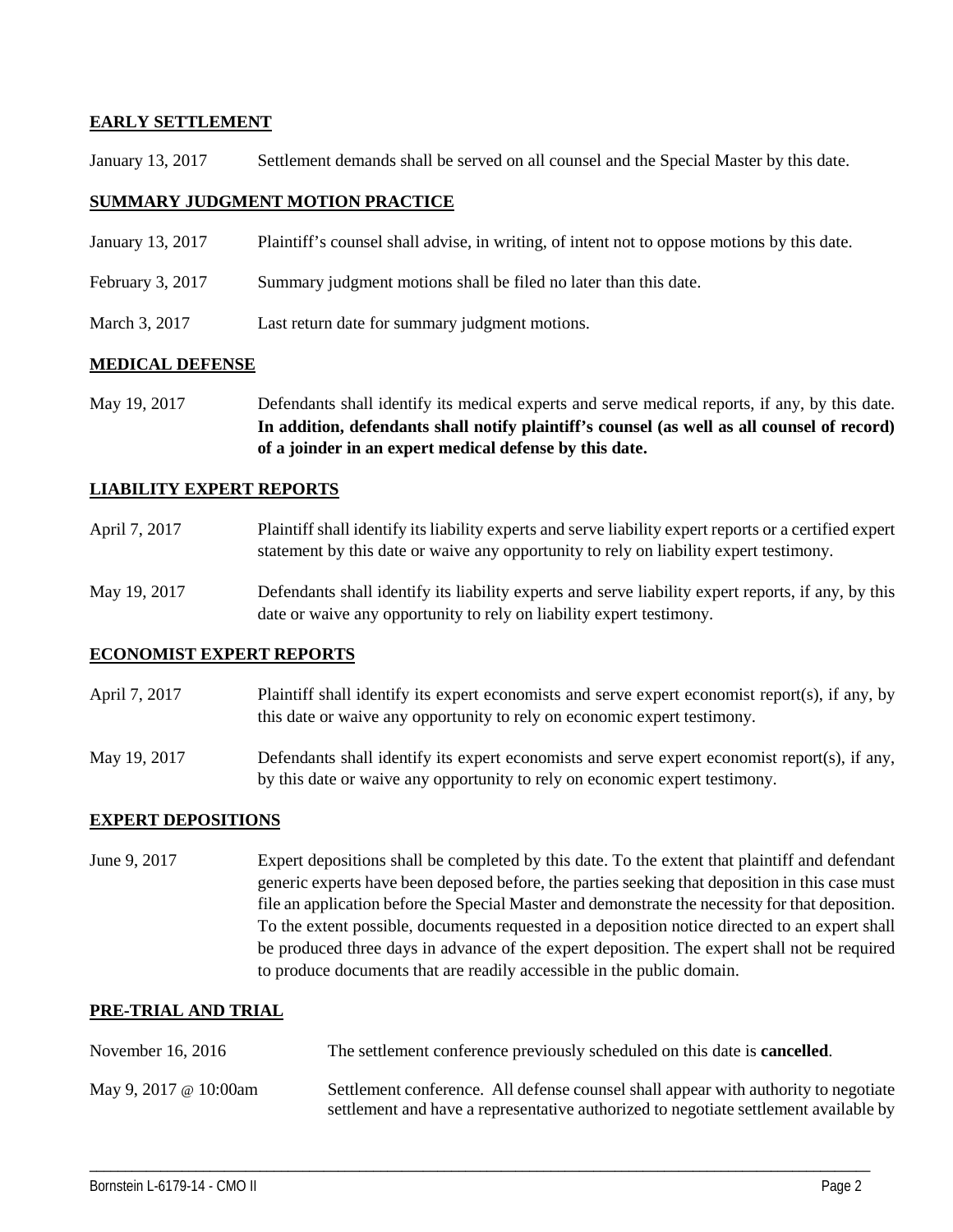## EARLY SETTLEMENT

| | |
|---|---|
| January 13, 2017 | Settlement demands shall be served on all counsel and the Special Master by this date. |

## SUMMARY JUDGMENT MOTION PRACTICE

| | |
|---|---|
| January 13, 2017 | Plaintiff's counsel shall advise, in writing, of intent not to oppose motions by this date. |
| February 3, 2017 | Summary judgment motions shall be filed no later than this date. |
| March 3, 2017 | Last return date for summary judgment motions. |

## MEDICAL DEFENSE

| | |
|---|---|
| May 19, 2017 | Defendants shall identify its medical experts and serve medical reports, if any, by this date. **In addition, defendants shall notify plaintiff's counsel (as well as all counsel of record) of a joinder in an expert medical defense by this date.** |

## LIABILITY EXPERT REPORTS

| | |
|---|---|
| April 7, 2017 | Plaintiff shall identify its liability experts and serve liability expert reports or a certified expert statement by this date or waive any opportunity to rely on liability expert testimony. |
| May 19, 2017 | Defendants shall identify its liability experts and serve liability expert reports, if any, by this date or waive any opportunity to rely on liability expert testimony. |

## ECONOMIST EXPERT REPORTS

| | |
|---|---|
| April 7, 2017 | Plaintiff shall identify its expert economists and serve expert economist report(s), if any, by this date or waive any opportunity to rely on economic expert testimony. |
| May 19, 2017 | Defendants shall identify its expert economists and serve expert economist report(s), if any, by this date or waive any opportunity to rely on economic expert testimony. |

## EXPERT DEPOSITIONS

| | |
|---|---|
| June 9, 2017 | Expert depositions shall be completed by this date. To the extent that plaintiff and defendant generic experts have been deposed before, the parties seeking that deposition in this case must file an application before the Special Master and demonstrate the necessity for that deposition. To the extent possible, documents requested in a deposition notice directed to an expert shall be produced three days in advance of the expert deposition. The expert shall not be required to produce documents that are readily accessible in the public domain. |

## PRE-TRIAL AND TRIAL

| | |
|---|---|
| November 16, 2016 | The settlement conference previously scheduled on this date is **cancelled**. |
| May 9, 2017 @ 10:00am | Settlement conference. All defense counsel shall appear with authority to negotiate settlement and have a representative authorized to negotiate settlement available by |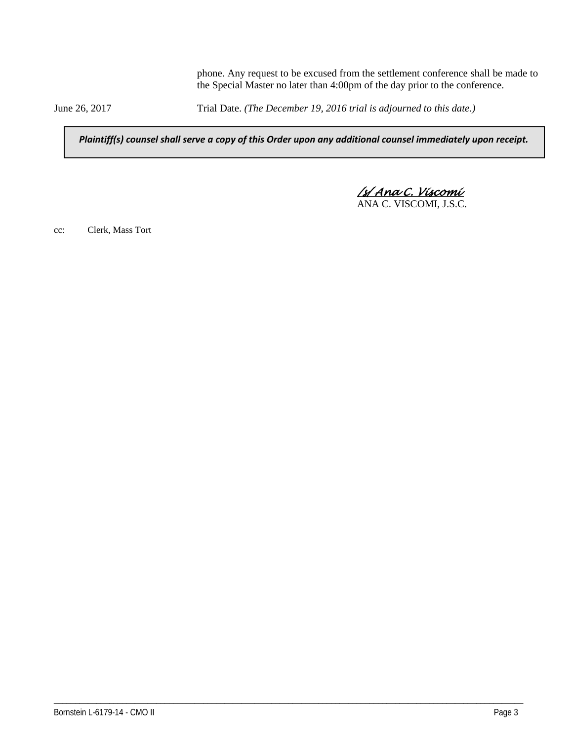phone. Any request to be excused from the settlement conference shall be made to the Special Master no later than 4:00pm of the day prior to the conference.

| | |
|---|---|
| June 26, 2017 | Trial Date. *(The December 19, 2016 trial is adjourned to this date.)* |

***Plaintiff(s) counsel shall serve a copy of this Order upon any additional counsel immediately upon receipt.***

*/s/ Ana C. Viscomi*
ANA C. VISCOMI, J.S.C.

cc: Clerk, Mass Tort